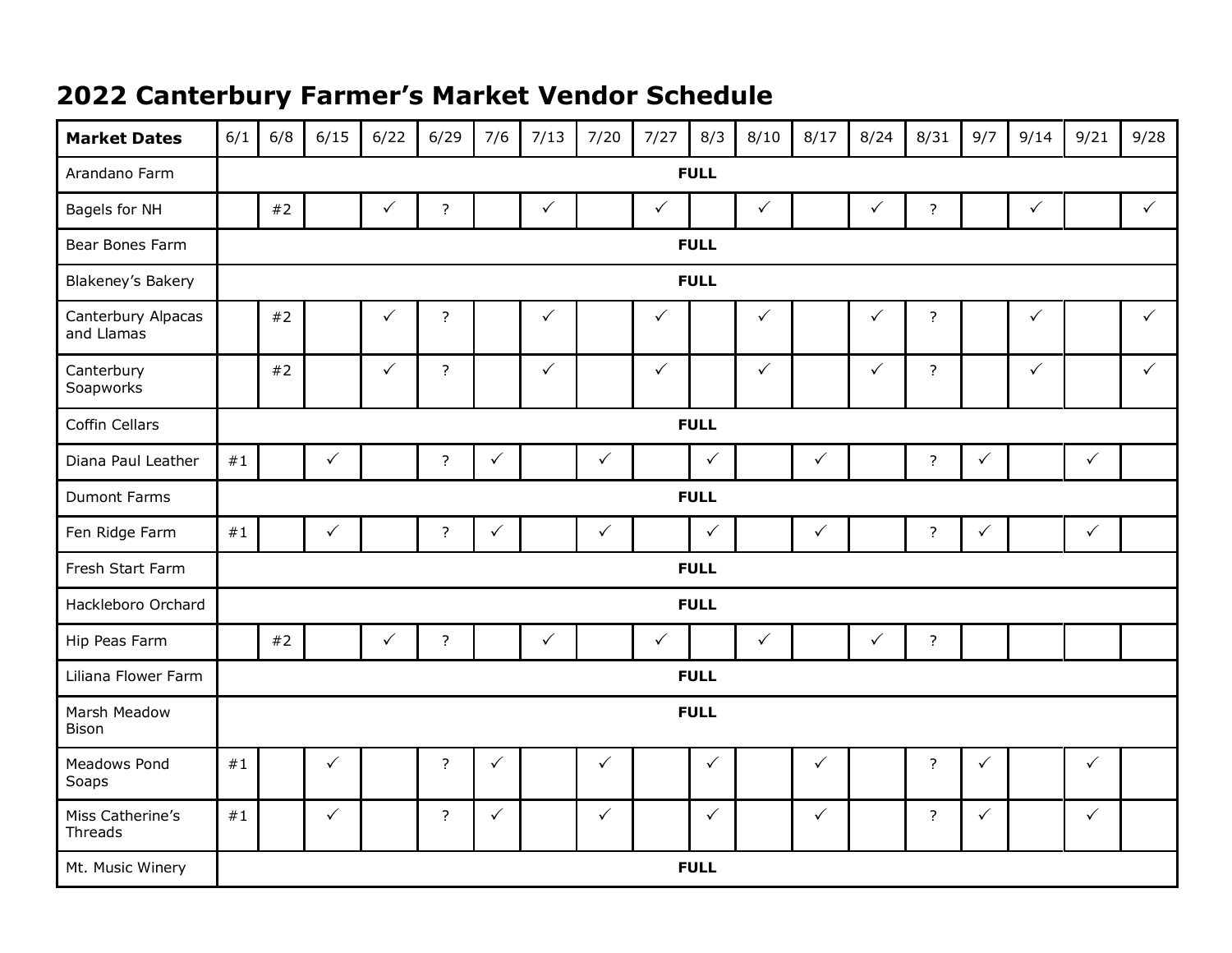# 2022 Canterbury Farmer's Market Vendor Schedule

| Market Dates | 6/1 | 6/8 | 6/15 | 6/22 | 6/29 | 7/6 | 7/13 | 7/20 | 7/27 | 8/3 | 8/10 | 8/17 | 8/24 | 8/31 | 9/7 | 9/14 | 9/21 | 9/28 |
|---|---|---|---|---|---|---|---|---|---|---|---|---|---|---|---|---|---|---|
| Arandano Farm | FULL | | | | | | | | | | | | | | | | | |
| Bagels for NH | | #2 | | ✓ | ? | | ✓ | | ✓ | | ✓ | | ✓ | ? | | ✓ | | ✓ |
| Bear Bones Farm | FULL | | | | | | | | | | | | | | | | | |
| Blakeney's Bakery | FULL | | | | | | | | | | | | | | | | | |
| Canterbury Alpacas and Llamas | | #2 | | ✓ | ? | | ✓ | | ✓ | | ✓ | | ✓ | ? | | ✓ | | ✓ |
| Canterbury Soapworks | | #2 | | ✓ | ? | | ✓ | | ✓ | | ✓ | | ✓ | ? | | ✓ | | ✓ |
| Coffin Cellars | FULL | | | | | | | | | | | | | | | | | |
| Diana Paul Leather | #1 | | ✓ | | ? | ✓ | | ✓ | | ✓ | | ✓ | | ? | ✓ | | ✓ | |
| Dumont Farms | FULL | | | | | | | | | | | | | | | | | |
| Fen Ridge Farm | #1 | | ✓ | | ? | ✓ | | ✓ | | ✓ | | ✓ | | ? | ✓ | | ✓ | |
| Fresh Start Farm | FULL | | | | | | | | | | | | | | | | | |
| Hackleboro Orchard | FULL | | | | | | | | | | | | | | | | | |
| Hip Peas Farm | | #2 | | ✓ | ? | | ✓ | | ✓ | | ✓ | | ✓ | ? | | | | |
| Liliana Flower Farm | FULL | | | | | | | | | | | | | | | | | |
| Marsh Meadow Bison | FULL | | | | | | | | | | | | | | | | | |
| Meadows Pond Soaps | #1 | | ✓ | | ? | ✓ | | ✓ | | ✓ | | ✓ | | ? | ✓ | | ✓ | |
| Miss Catherine's Threads | #1 | | ✓ | | ? | ✓ | | ✓ | | ✓ | | ✓ | | ? | ✓ | | ✓ | |
| Mt. Music Winery | FULL | | | | | | | | | | | | | | | | | |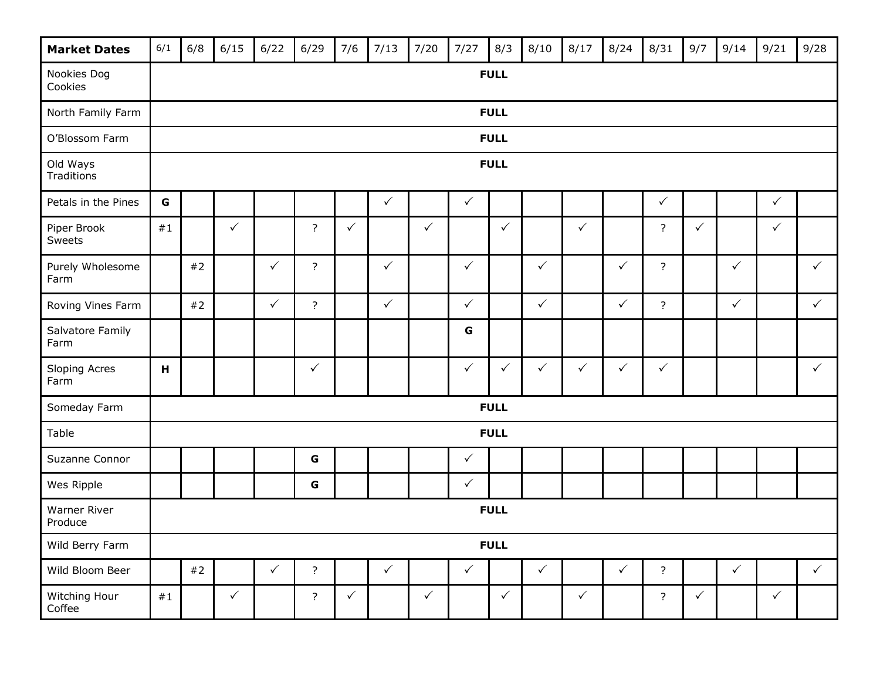| Market Dates | 6/1 | 6/8 | 6/15 | 6/22 | 6/29 | 7/6 | 7/13 | 7/20 | 7/27 | 8/3 | 8/10 | 8/17 | 8/24 | 8/31 | 9/7 | 9/14 | 9/21 | 9/28 |
|---|---|---|---|---|---|---|---|---|---|---|---|---|---|---|---|---|---|---|
| Nookies Dog Cookies | **FULL** | | | | | | | | | | | | | | | | | |
| North Family Farm | **FULL** | | | | | | | | | | | | | | | | | |
| O'Blossom Farm | **FULL** | | | | | | | | | | | | | | | | | |
| Old Ways Traditions | **FULL** | | | | | | | | | | | | | | | | | |
| Petals in the Pines | **G** | | | | | | ✓ | | ✓ | | | | | ✓ | | | ✓ | |
| Piper Brook Sweets | #1 | | ✓ | | ? | ✓ | | ✓ | | ✓ | | ✓ | | ? | ✓ | | ✓ | |
| Purely Wholesome Farm | | #2 | | ✓ | ? | | ✓ | | ✓ | | ✓ | | ✓ | ? | | ✓ | | ✓ |
| Roving Vines Farm | | #2 | | ✓ | ? | | ✓ | | ✓ | | ✓ | | ✓ | ? | | ✓ | | ✓ |
| Salvatore Family Farm | | | | | | | | | **G** | | | | | | | | | |
| Sloping Acres Farm | **H** | | | | ✓ | | | | ✓ | ✓ | ✓ | ✓ | ✓ | ✓ | | | | ✓ |
| Someday Farm | **FULL** | | | | | | | | | | | | | | | | | |
| Table | **FULL** | | | | | | | | | | | | | | | | | |
| Suzanne Connor | | | | | **G** | | | | ✓ | | | | | | | | | |
| Wes Ripple | | | | | **G** | | | | ✓ | | | | | | | | | |
| Warner River Produce | **FULL** | | | | | | | | | | | | | | | | | |
| Wild Berry Farm | **FULL** | | | | | | | | | | | | | | | | | |
| Wild Bloom Beer | | #2 | | ✓ | ? | | ✓ | | ✓ | | ✓ | | ✓ | ? | | ✓ | | ✓ |
| Witching Hour Coffee | #1 | | ✓ | | ? | ✓ | | ✓ | | ✓ | | ✓ | | ? | ✓ | | ✓ | |